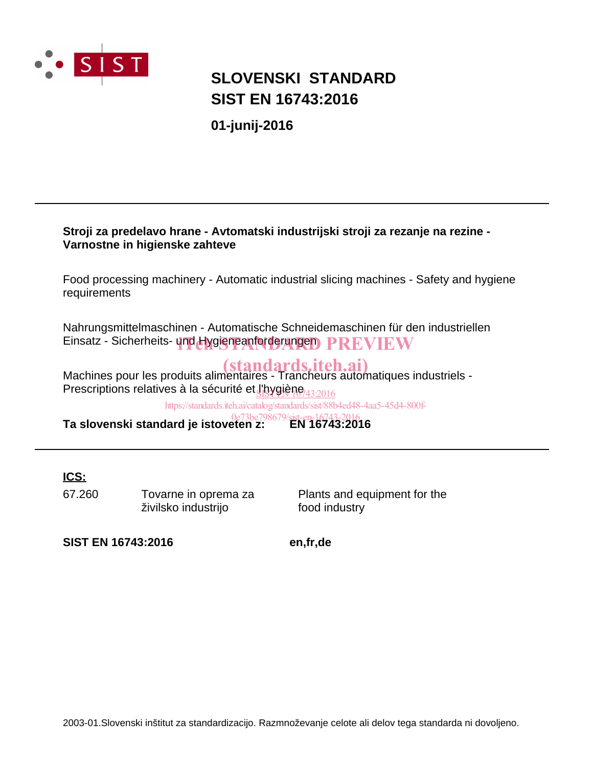# SLOVENSKI STANDARD
# SIST EN 16743:2016

**01-junij-2016**

---

**Stroji za predelavo hrane - Avtomatski industrijski stroji za rezanje na rezine - Varnostne in higienske zahteve**

Food processing machinery - Automatic industrial slicing machines - Safety and hygiene requirements

Nahrungsmittelmaschinen - Automatische Schneidemaschinen für den industriellen Einsatz - Sicherheits- und Hygieneanforderungen

Machines pour les produits alimentaires - Trancheurs automatiques industriels - Prescriptions relatives à la sécurité et l'hygiène

**Ta slovenski standard je istoveten z: EN 16743:2016**

---

**ICS:**

| | | |
|---|---|---|
| 67.260 | Tovarne in oprema za živilsko industrijo | Plants and equipment for the food industry |

**SIST EN 16743:2016** **en,fr,de**

2003-01.Slovenski inštitut za standardizacijo. Razmnoževanje celote ali delov tega standarda ni dovoljeno.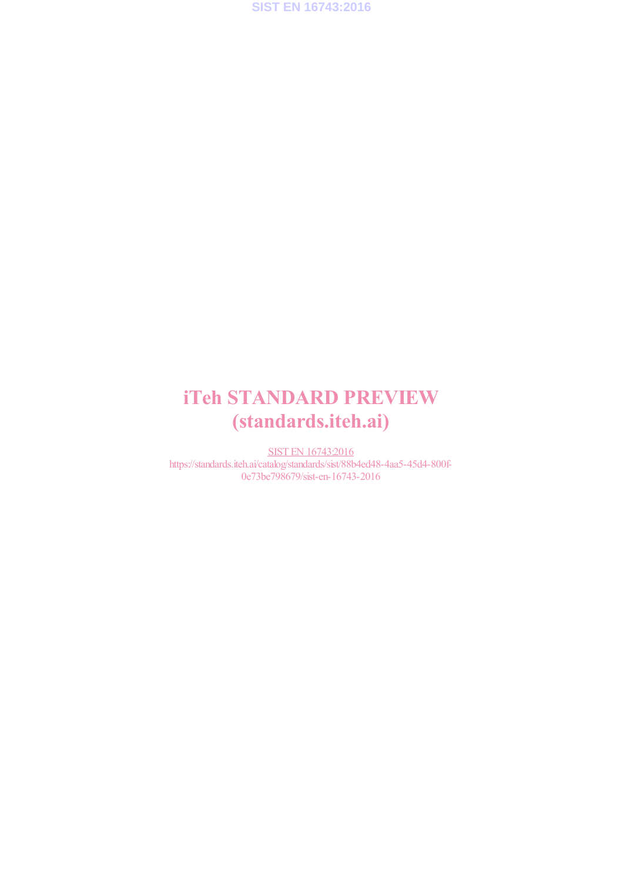iTeh STANDARD PREVIEW
(standards.iteh.ai)

SIST EN 16743:2016
https://standards.iteh.ai/catalog/standards/sist/88b4ed48-4aa5-45d4-800f-0e73be798679/sist-en-16743-2016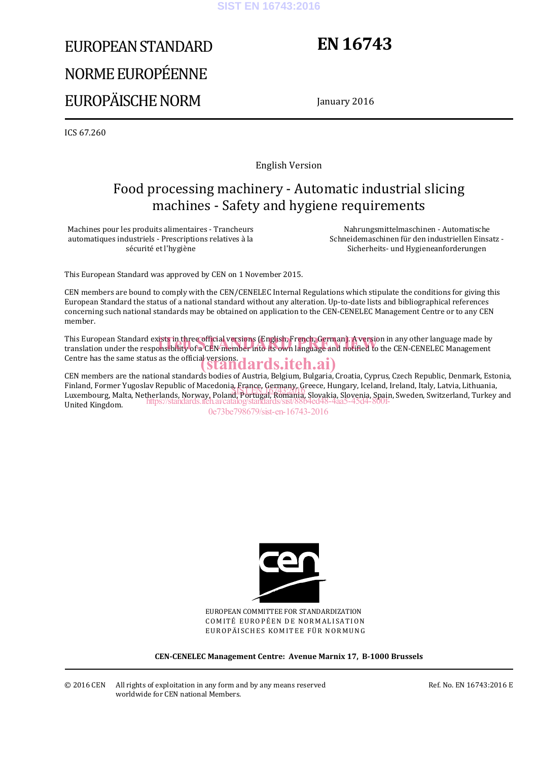EUROPEAN STANDARD

NORME EUROPÉENNE

EUROPÄISCHE NORM

# EN 16743

January 2016

ICS 67.260

English Version

## Food processing machinery - Automatic industrial slicing machines - Safety and hygiene requirements

Machines pour les produits alimentaires - Trancheurs automatiques industriels - Prescriptions relatives à la sécurité et l'hygiène

Nahrungsmittelmaschinen - Automatische Schneidemaschinen für den industriellen Einsatz - Sicherheits- und Hygieneanforderungen

This European Standard was approved by CEN on 1 November 2015.

CEN members are bound to comply with the CEN/CENELEC Internal Regulations which stipulate the conditions for giving this European Standard the status of a national standard without any alteration. Up-to-date lists and bibliographical references concerning such national standards may be obtained on application to the CEN-CENELEC Management Centre or to any CEN member.

This European Standard exists in three official versions (English, French, German). A version in any other language made by translation under the responsibility of a CEN member into its own language and notified to the CEN-CENELEC Management Centre has the same status as the official versions.

CEN members are the national standards bodies of Austria, Belgium, Bulgaria, Croatia, Cyprus, Czech Republic, Denmark, Estonia, Finland, Former Yugoslav Republic of Macedonia, France, Germany, Greece, Hungary, Iceland, Ireland, Italy, Latvia, Lithuania, Luxembourg, Malta, Netherlands, Norway, Poland, Portugal, Romania, Slovakia, Slovenia, Spain, Sweden, Switzerland, Turkey and United Kingdom.

EUROPEAN COMMITTEE FOR STANDARDIZATION
COMITÉ EUROPÉEN DE NORMALISATION
EUROPÄISCHES KOMITEE FÜR NORMUNG

**CEN-CENELEC Management Centre: Avenue Marnix 17, B-1000 Brussels**

© 2016 CEN All rights of exploitation in any form and by any means reserved worldwide for CEN national Members.

Ref. No. EN 16743:2016 E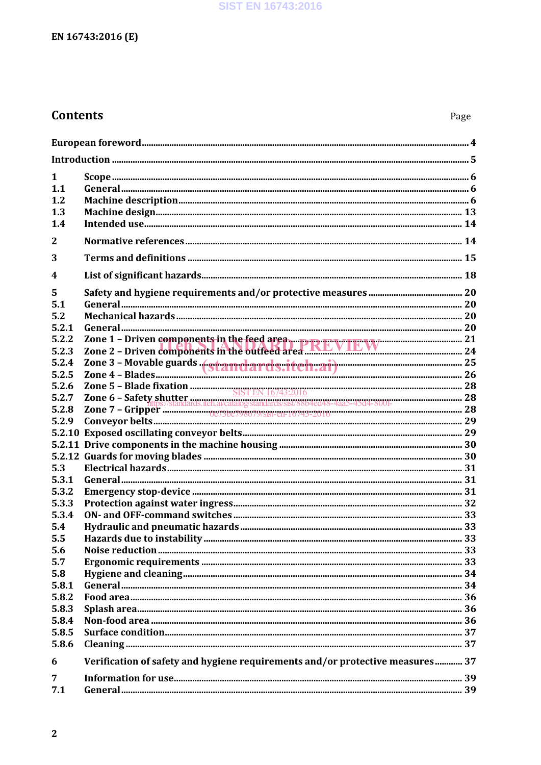## Contents

| | | Page |
|---|---|---|
| **European foreword** | | **4** |
| **Introduction** | | **5** |
| **1** | **Scope** | **6** |
| **1.1** | **General** | **6** |
| **1.2** | **Machine description** | **6** |
| **1.3** | **Machine design** | **13** |
| **1.4** | **Intended use** | **14** |
| **2** | **Normative references** | **14** |
| **3** | **Terms and definitions** | **15** |
| **4** | **List of significant hazards** | **18** |
| **5** | **Safety and hygiene requirements and/or protective measures** | **20** |
| **5.1** | **General** | **20** |
| **5.2** | **Mechanical hazards** | **20** |
| **5.2.1** | **General** | **20** |
| **5.2.2** | **Zone 1 – Driven components in the feed area** | **21** |
| **5.2.3** | **Zone 2 – Driven components in the outfeed area** | **24** |
| **5.2.4** | **Zone 3 – Movable guards** | **25** |
| **5.2.5** | **Zone 4 – Blades** | **26** |
| **5.2.6** | **Zone 5 – Blade fixation** | **28** |
| **5.2.7** | **Zone 6 – Safety shutter** | **28** |
| **5.2.8** | **Zone 7 – Gripper** | **28** |
| **5.2.9** | **Conveyor belts** | **29** |
| **5.2.10** | **Exposed oscillating conveyor belts** | **29** |
| **5.2.11** | **Drive components in the machine housing** | **30** |
| **5.2.12** | **Guards for moving blades** | **30** |
| **5.3** | **Electrical hazards** | **31** |
| **5.3.1** | **General** | **31** |
| **5.3.2** | **Emergency stop-device** | **31** |
| **5.3.3** | **Protection against water ingress** | **32** |
| **5.3.4** | **ON- and OFF-command switches** | **33** |
| **5.4** | **Hydraulic and pneumatic hazards** | **33** |
| **5.5** | **Hazards due to instability** | **33** |
| **5.6** | **Noise reduction** | **33** |
| **5.7** | **Ergonomic requirements** | **33** |
| **5.8** | **Hygiene and cleaning** | **34** |
| **5.8.1** | **General** | **34** |
| **5.8.2** | **Food area** | **36** |
| **5.8.3** | **Splash area** | **36** |
| **5.8.4** | **Non-food area** | **36** |
| **5.8.5** | **Surface condition** | **37** |
| **5.8.6** | **Cleaning** | **37** |
| **6** | **Verification of safety and hygiene requirements and/or protective measures** | **37** |
| **7** | **Information for use** | **39** |
| **7.1** | **General** | **39** |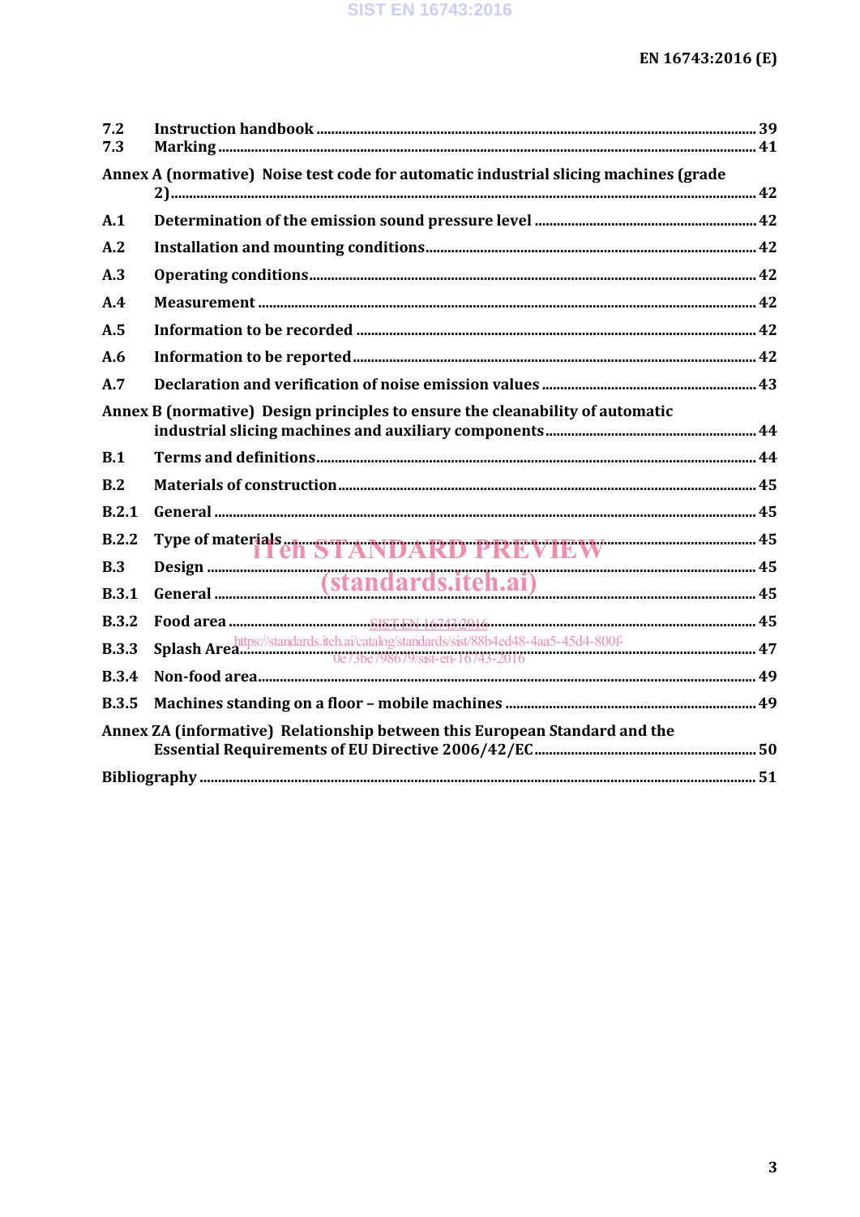7.2 Instruction handbook ........................................................................................................................ 39
7.3 Marking .................................................................................................................................................. 41

Annex A (normative) Noise test code for automatic industrial slicing machines (grade 2) ........................................................................................................................................................ 42

A.1 Determination of the emission sound pressure level ............................................................ 42

A.2 Installation and mounting conditions ......................................................................................... 42

A.3 Operating conditions ........................................................................................................................ 42

A.4 Measurement ........................................................................................................................................ 42

A.5 Information to be recorded ........................................................................................................... 42

A.6 Information to be reported ............................................................................................................ 42

A.7 Declaration and verification of noise emission values .......................................................... 43

Annex B (normative) Design principles to ensure the cleanability of automatic industrial slicing machines and auxiliary components ......................................................... 44

B.1 Terms and definitions ....................................................................................................................... 44

B.2 Materials of construction ................................................................................................................ 45

B.2.1 General .................................................................................................................................................. 45

B.2.2 Type of materials ................................................................................................................................ 45

B.3 Design ..................................................................................................................................................... 45

B.3.1 General .................................................................................................................................................. 45

B.3.2 Food area .............................................................................................................................................. 45

B.3.3 Splash Area ........................................................................................................................................... 47

B.3.4 Non-food area ...................................................................................................................................... 49

B.3.5 Machines standing on a floor – mobile machines .................................................................. 49

Annex ZA (informative) Relationship between this European Standard and the Essential Requirements of EU Directive 2006/42/EC ............................................................ 50

Bibliography ...................................................................................................................................................... 51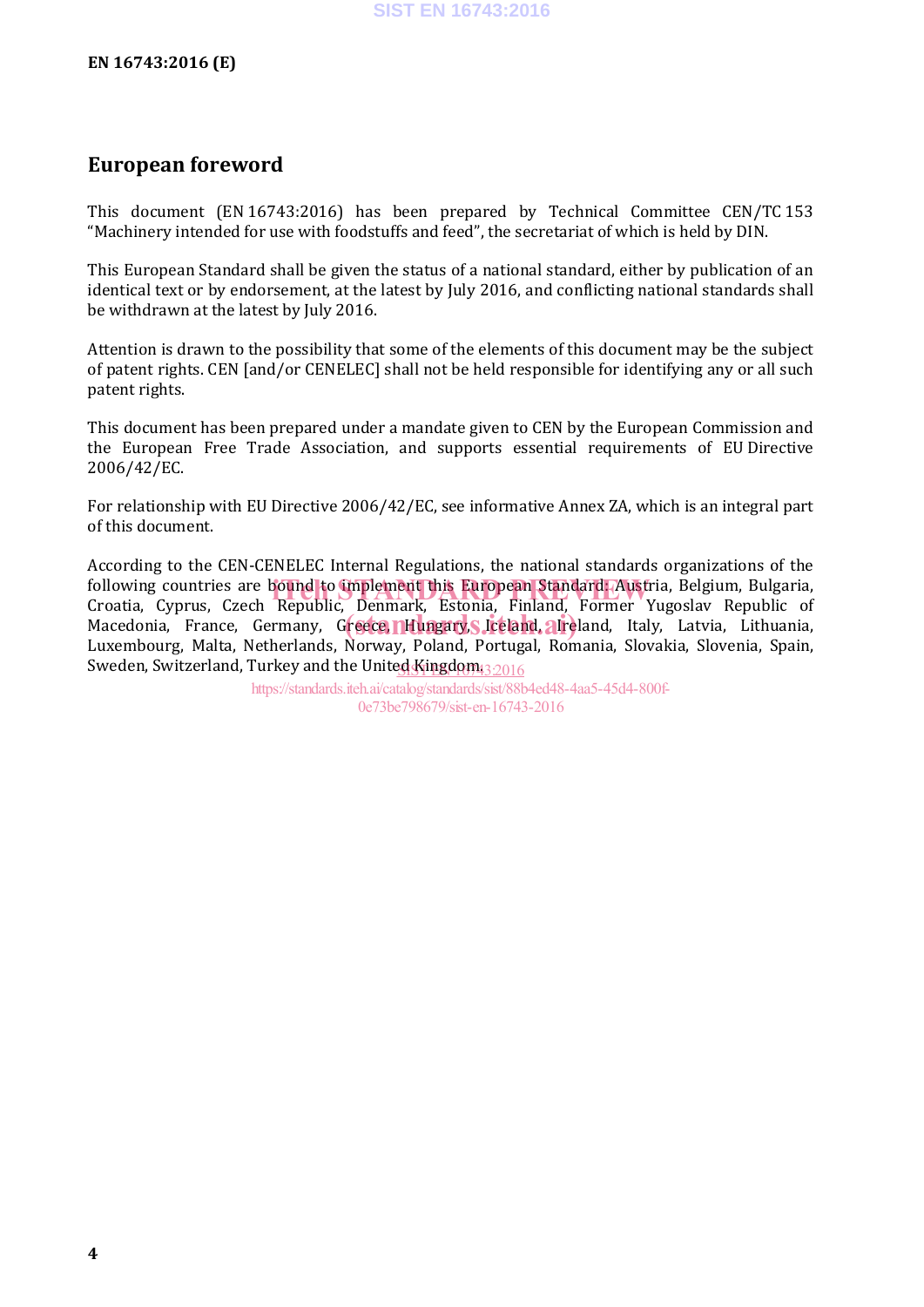# European foreword

This document (EN 16743:2016) has been prepared by Technical Committee CEN/TC 153 "Machinery intended for use with foodstuffs and feed", the secretariat of which is held by DIN.

This European Standard shall be given the status of a national standard, either by publication of an identical text or by endorsement, at the latest by July 2016, and conflicting national standards shall be withdrawn at the latest by July 2016.

Attention is drawn to the possibility that some of the elements of this document may be the subject of patent rights. CEN [and/or CENELEC] shall not be held responsible for identifying any or all such patent rights.

This document has been prepared under a mandate given to CEN by the European Commission and the European Free Trade Association, and supports essential requirements of EU Directive 2006/42/EC.

For relationship with EU Directive 2006/42/EC, see informative Annex ZA, which is an integral part of this document.

According to the CEN-CENELEC Internal Regulations, the national standards organizations of the following countries are bound to implement this European Standard: Austria, Belgium, Bulgaria, Croatia, Cyprus, Czech Republic, Denmark, Estonia, Finland, Former Yugoslav Republic of Macedonia, France, Germany, Greece, Hungary, Iceland, Ireland, Italy, Latvia, Lithuania, Luxembourg, Malta, Netherlands, Norway, Poland, Portugal, Romania, Slovakia, Slovenia, Spain, Sweden, Switzerland, Turkey and the United Kingdom.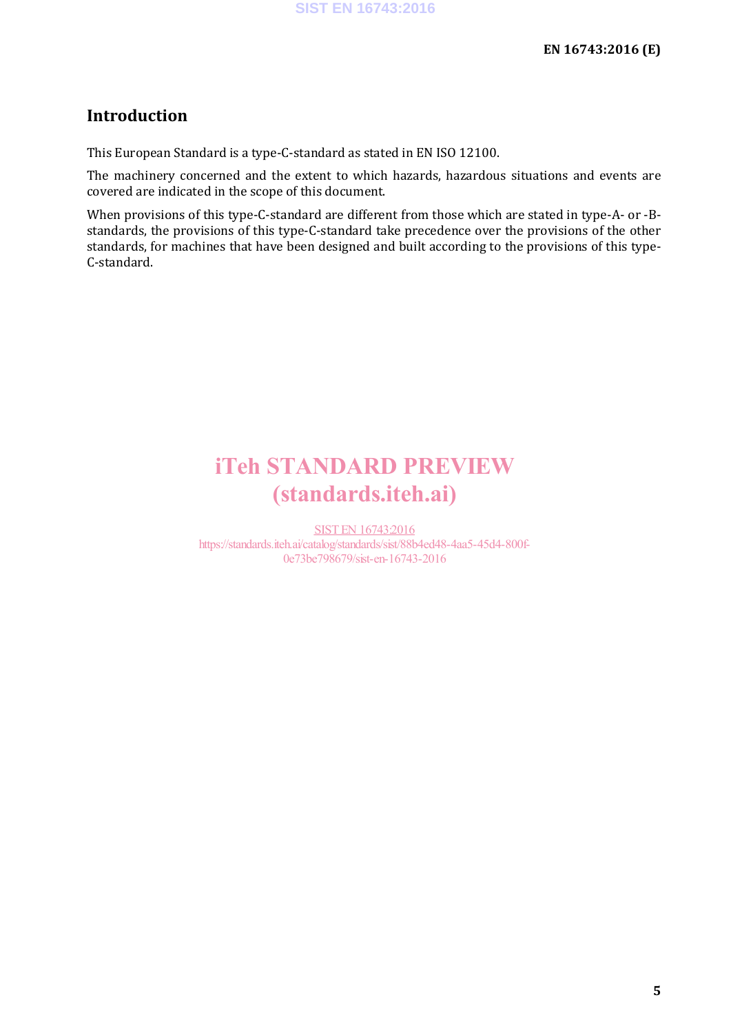## Introduction

This European Standard is a type-C-standard as stated in EN ISO 12100.

The machinery concerned and the extent to which hazards, hazardous situations and events are covered are indicated in the scope of this document.

When provisions of this type-C-standard are different from those which are stated in type-A- or -B-standards, the provisions of this type-C-standard take precedence over the provisions of the other standards, for machines that have been designed and built according to the provisions of this type-C-standard.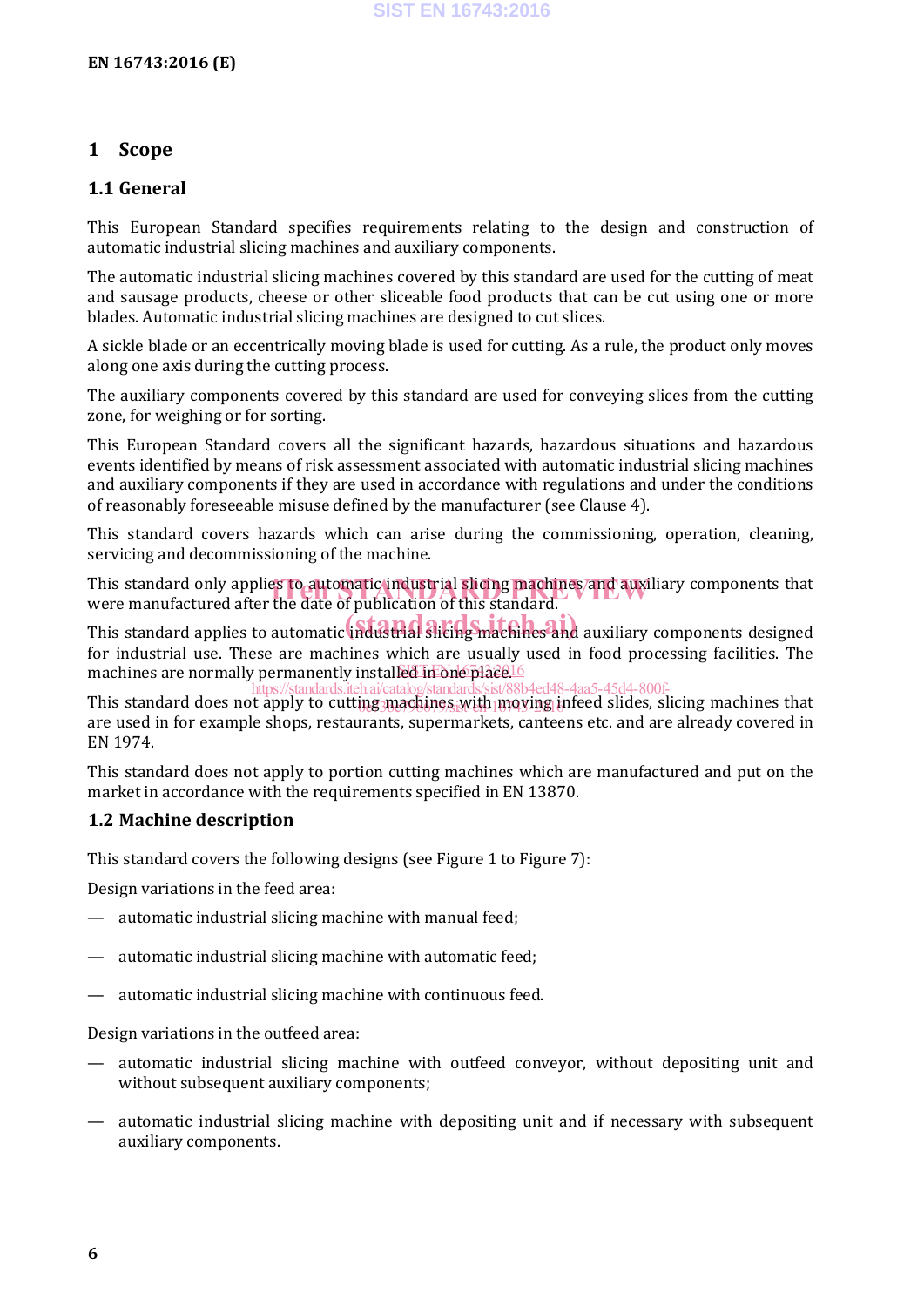# 1 Scope

## 1.1 General

This European Standard specifies requirements relating to the design and construction of automatic industrial slicing machines and auxiliary components.

The automatic industrial slicing machines covered by this standard are used for the cutting of meat and sausage products, cheese or other sliceable food products that can be cut using one or more blades. Automatic industrial slicing machines are designed to cut slices.

A sickle blade or an eccentrically moving blade is used for cutting. As a rule, the product only moves along one axis during the cutting process.

The auxiliary components covered by this standard are used for conveying slices from the cutting zone, for weighing or for sorting.

This European Standard covers all the significant hazards, hazardous situations and hazardous events identified by means of risk assessment associated with automatic industrial slicing machines and auxiliary components if they are used in accordance with regulations and under the conditions of reasonably foreseeable misuse defined by the manufacturer (see Clause 4).

This standard covers hazards which can arise during the commissioning, operation, cleaning, servicing and decommissioning of the machine.

This standard only applies to automatic industrial slicing machines and auxiliary components that were manufactured after the date of publication of this standard.

This standard applies to automatic industrial slicing machines and auxiliary components designed for industrial use. These are machines which are usually used in food processing facilities. The machines are normally permanently installed in one place.

This standard does not apply to cutting machines with moving infeed slides, slicing machines that are used in for example shops, restaurants, supermarkets, canteens etc. and are already covered in EN 1974.

This standard does not apply to portion cutting machines which are manufactured and put on the market in accordance with the requirements specified in EN 13870.

## 1.2 Machine description

This standard covers the following designs (see Figure 1 to Figure 7):

Design variations in the feed area:

— automatic industrial slicing machine with manual feed;

— automatic industrial slicing machine with automatic feed;

— automatic industrial slicing machine with continuous feed.

Design variations in the outfeed area:

— automatic industrial slicing machine with outfeed conveyor, without depositing unit and without subsequent auxiliary components;

— automatic industrial slicing machine with depositing unit and if necessary with subsequent auxiliary components.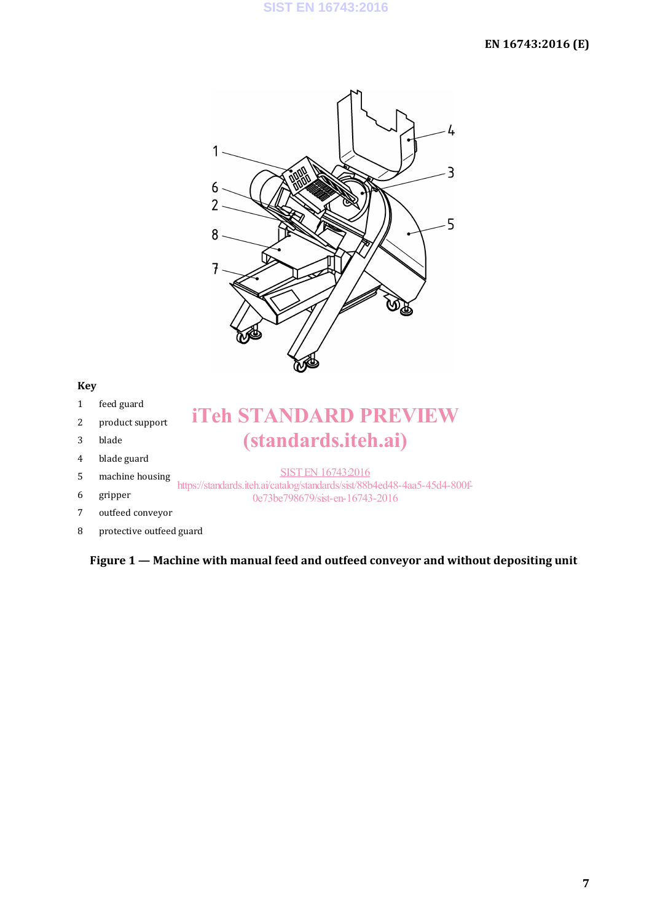**Key**

1 feed guard

2 product support

3 blade

4 blade guard

5 machine housing

6 gripper

7 outfeed conveyor

8 protective outfeed guard

**Figure 1 — Machine with manual feed and outfeed conveyor and without depositing unit**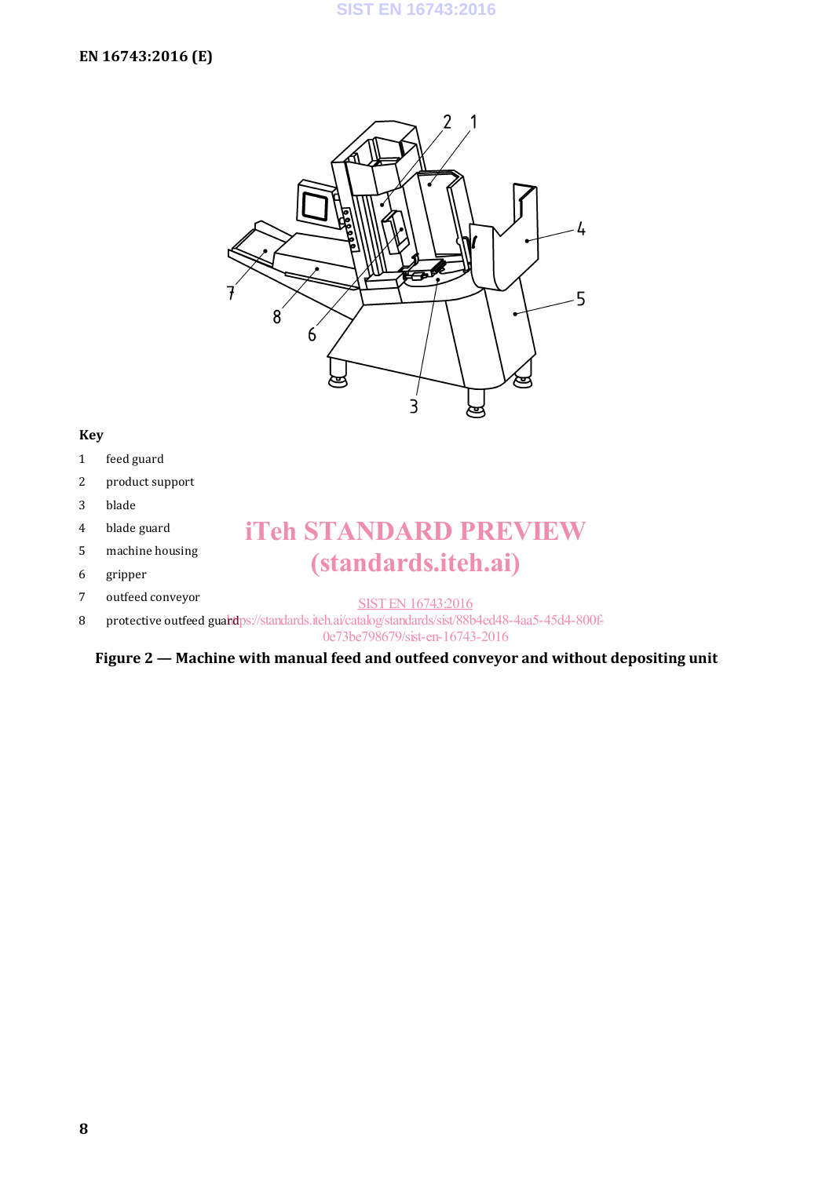**Key**

1 feed guard

2 product support

3 blade

4 blade guard

5 machine housing

6 gripper

7 outfeed conveyor

8 protective outfeed guard

**Figure 2 — Machine with manual feed and outfeed conveyor and without depositing unit**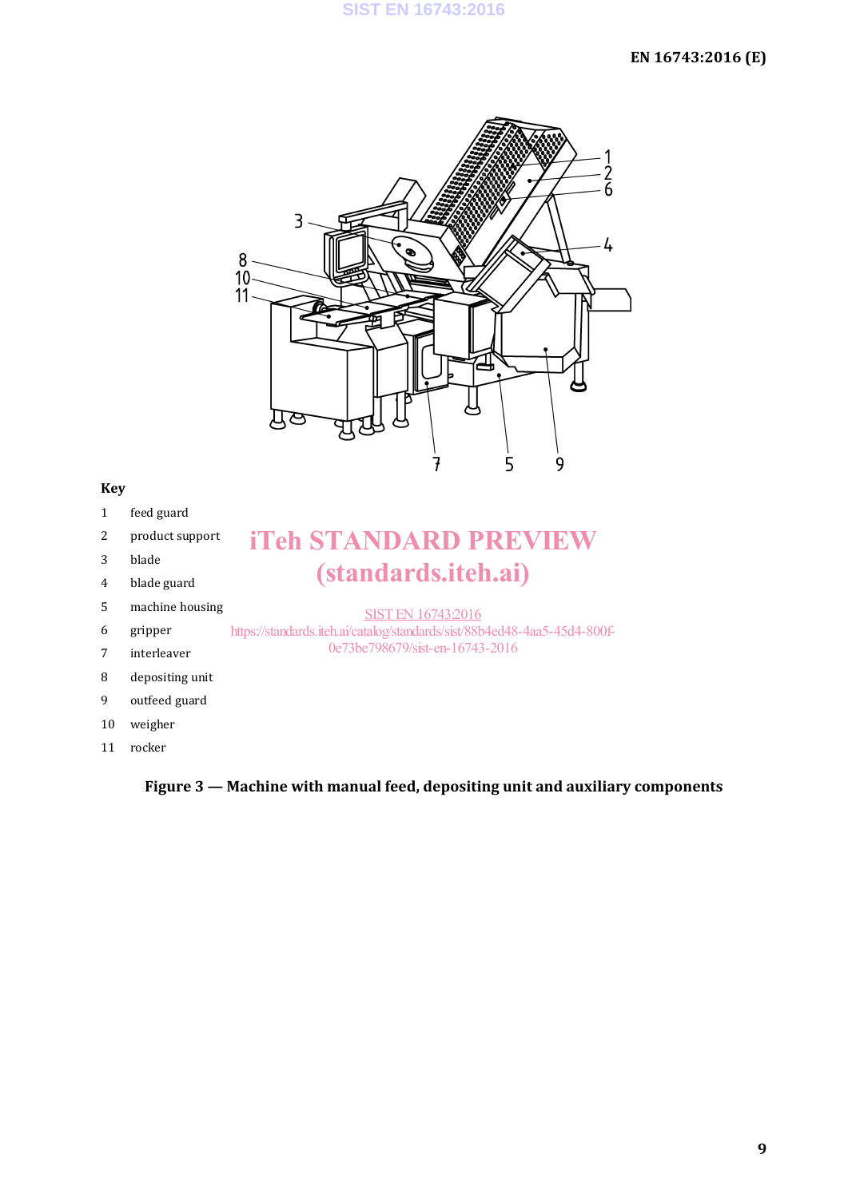**Key**

1 feed guard

2 product support

3 blade

4 blade guard

5 machine housing

6 gripper

7 interleaver

8 depositing unit

9 outfeed guard

10 weigher

11 rocker

**Figure 3 — Machine with manual feed, depositing unit and auxiliary components**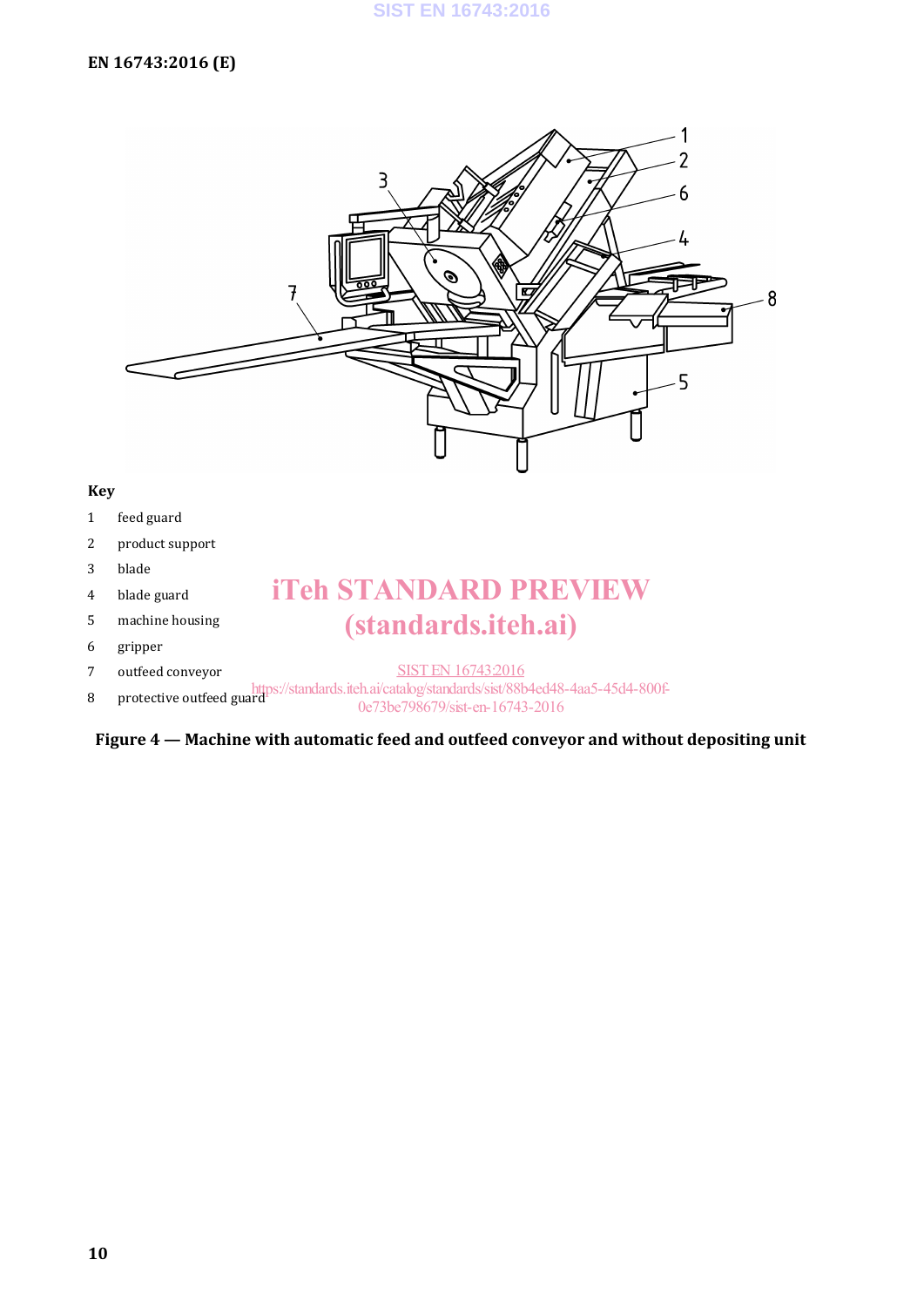**Key**

1 feed guard

2 product support

3 blade

4 blade guard

5 machine housing

6 gripper

7 outfeed conveyor

8 protective outfeed guard

**Figure 4 — Machine with automatic feed and outfeed conveyor and without depositing unit**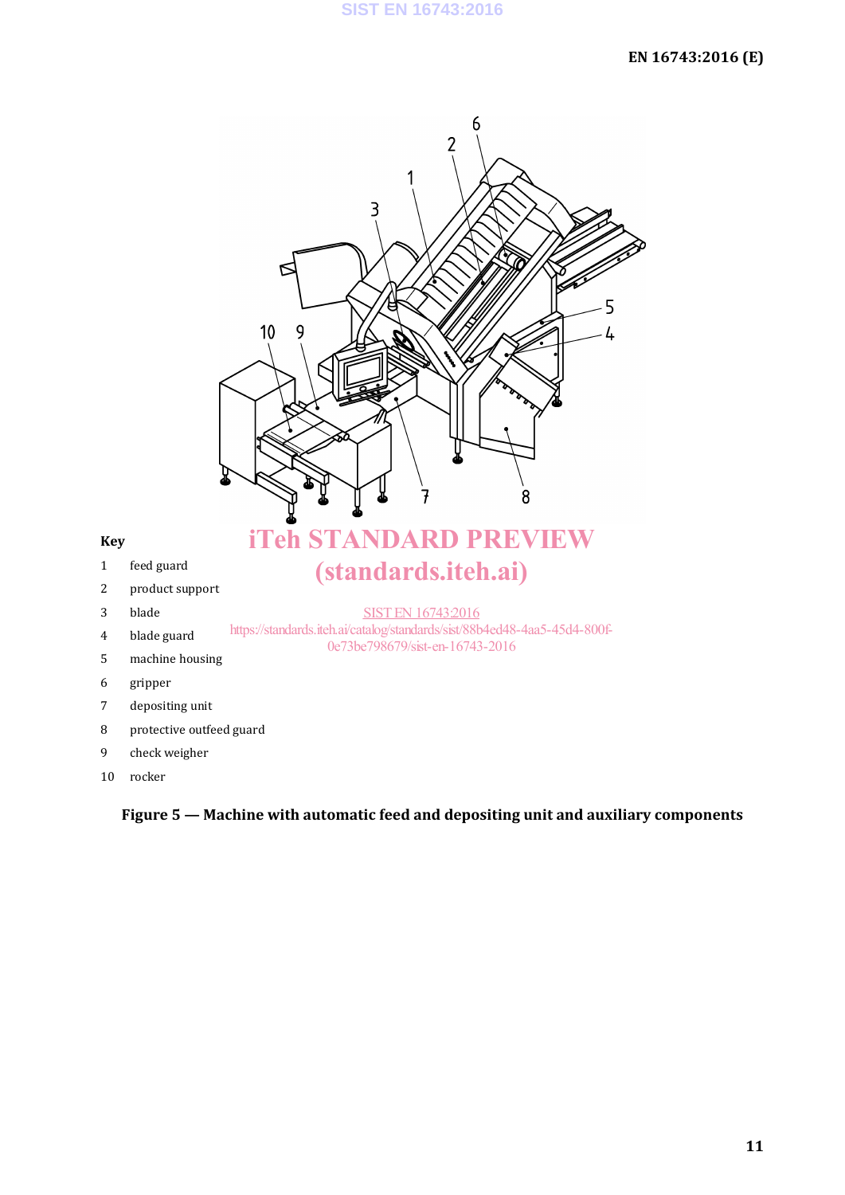**Key**

1 feed guard

2 product support

3 blade

4 blade guard

5 machine housing

6 gripper

7 depositing unit

8 protective outfeed guard

9 check weigher

10 rocker

**Figure 5 — Machine with automatic feed and depositing unit and auxiliary components**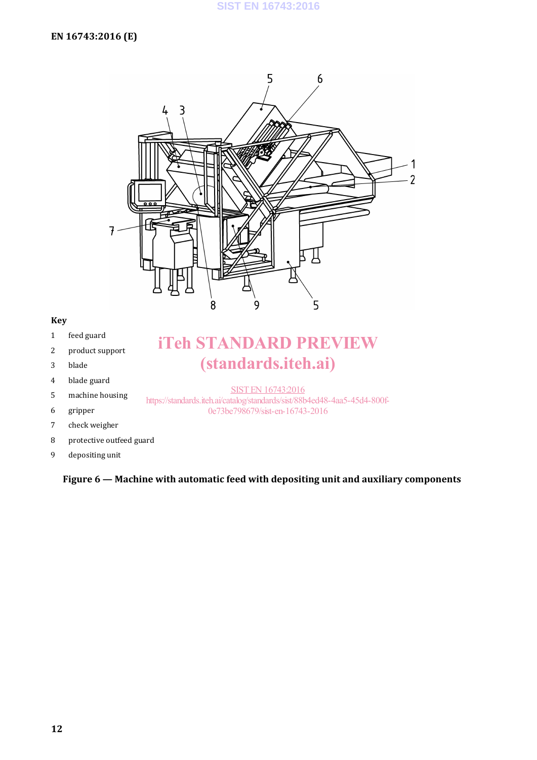**Key**

1 feed guard

2 product support

3 blade

4 blade guard

5 machine housing

6 gripper

7 check weigher

8 protective outfeed guard

9 depositing unit

**Figure 6 — Machine with automatic feed with depositing unit and auxiliary components**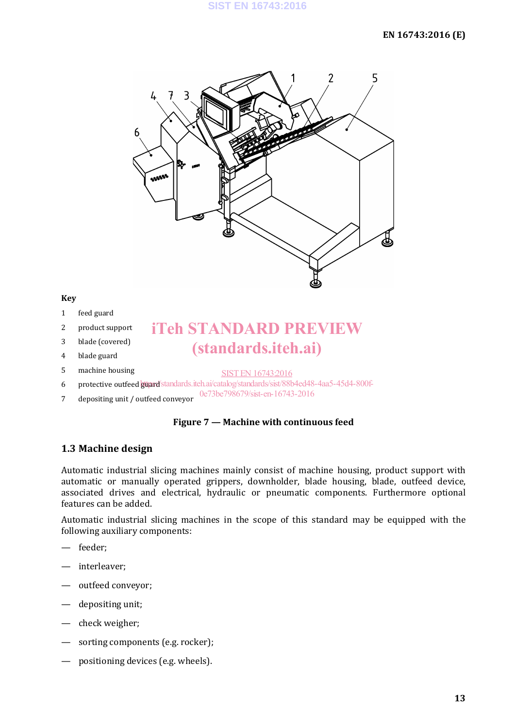Key

1 feed guard

2 product support

3 blade (covered)

4 blade guard

5 machine housing

6 protective outfeed guard

7 depositing unit / outfeed conveyor

**Figure 7 — Machine with continuous feed**

## 1.3 Machine design

Automatic industrial slicing machines mainly consist of machine housing, product support with automatic or manually operated grippers, downholder, blade housing, blade, outfeed device, associated drives and electrical, hydraulic or pneumatic components. Furthermore optional features can be added.

Automatic industrial slicing machines in the scope of this standard may be equipped with the following auxiliary components:

— feeder;

— interleaver;

— outfeed conveyor;

— depositing unit;

— check weigher;

— sorting components (e.g. rocker);

— positioning devices (e.g. wheels).